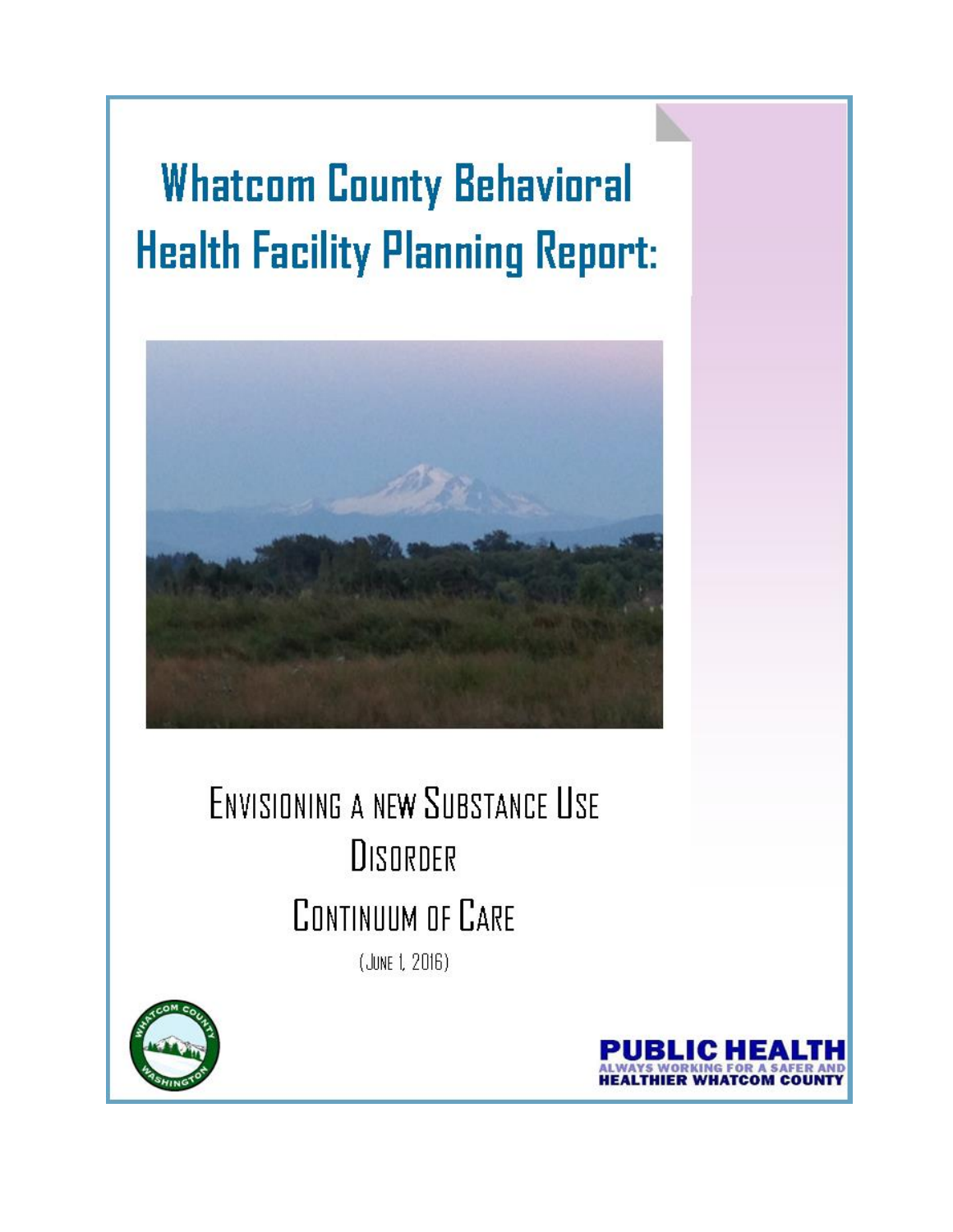# Whatcom County Behavioral Health Facility Planning Report:

## Envisioning a new Substance Use Disorder Continuum of Care

(June 1, 2016)

**PUBLIC HEALTH**
ALWAYS WORKING FOR A SAFER AND HEALTHIER WHATCOM COUNTY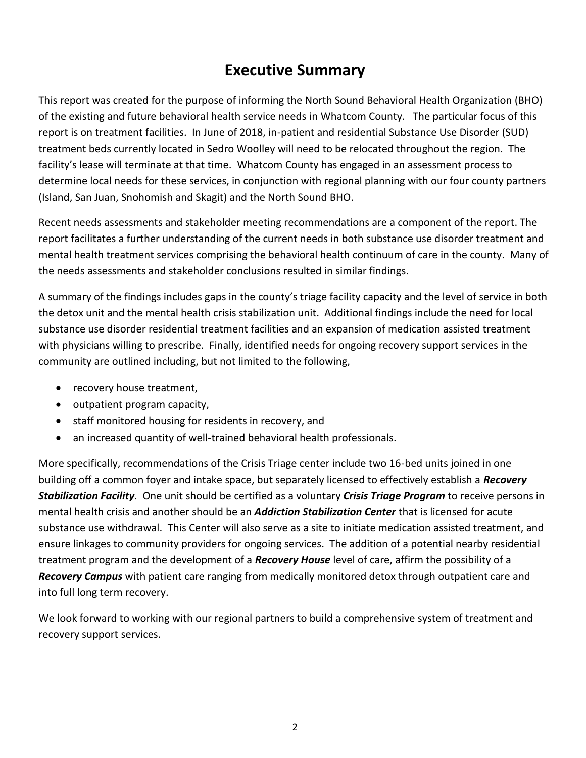# Executive Summary

This report was created for the purpose of informing the North Sound Behavioral Health Organization (BHO) of the existing and future behavioral health service needs in Whatcom County. The particular focus of this report is on treatment facilities. In June of 2018, in-patient and residential Substance Use Disorder (SUD) treatment beds currently located in Sedro Woolley will need to be relocated throughout the region. The facility's lease will terminate at that time. Whatcom County has engaged in an assessment process to determine local needs for these services, in conjunction with regional planning with our four county partners (Island, San Juan, Snohomish and Skagit) and the North Sound BHO.

Recent needs assessments and stakeholder meeting recommendations are a component of the report. The report facilitates a further understanding of the current needs in both substance use disorder treatment and mental health treatment services comprising the behavioral health continuum of care in the county. Many of the needs assessments and stakeholder conclusions resulted in similar findings.

A summary of the findings includes gaps in the county's triage facility capacity and the level of service in both the detox unit and the mental health crisis stabilization unit. Additional findings include the need for local substance use disorder residential treatment facilities and an expansion of medication assisted treatment with physicians willing to prescribe. Finally, identified needs for ongoing recovery support services in the community are outlined including, but not limited to the following,

- recovery house treatment,
- outpatient program capacity,
- staff monitored housing for residents in recovery, and
- an increased quantity of well-trained behavioral health professionals.

More specifically, recommendations of the Crisis Triage center include two 16-bed units joined in one building off a common foyer and intake space, but separately licensed to effectively establish a ***Recovery Stabilization Facility***. One unit should be certified as a voluntary ***Crisis Triage Program*** to receive persons in mental health crisis and another should be an ***Addiction Stabilization Center*** that is licensed for acute substance use withdrawal. This Center will also serve as a site to initiate medication assisted treatment, and ensure linkages to community providers for ongoing services. The addition of a potential nearby residential treatment program and the development of a ***Recovery House*** level of care, affirm the possibility of a ***Recovery Campus*** with patient care ranging from medically monitored detox through outpatient care and into full long term recovery.

We look forward to working with our regional partners to build a comprehensive system of treatment and recovery support services.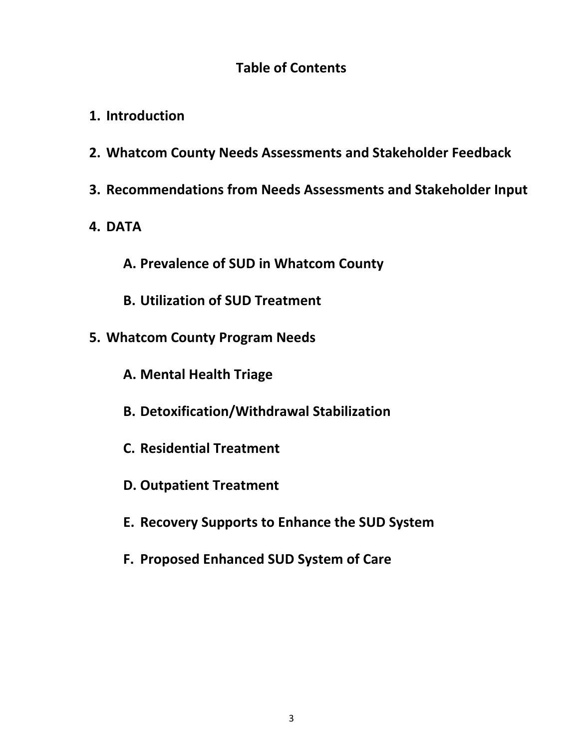# Table of Contents

1. **Introduction**
2. **Whatcom County Needs Assessments and Stakeholder Feedback**
3. **Recommendations from Needs Assessments and Stakeholder Input**
4. **DATA**
   - **A. Prevalence of SUD in Whatcom County**
   - **B. Utilization of SUD Treatment**
5. **Whatcom County Program Needs**
   - **A. Mental Health Triage**
   - **B. Detoxification/Withdrawal Stabilization**
   - **C. Residential Treatment**
   - **D. Outpatient Treatment**
   - **E. Recovery Supports to Enhance the SUD System**
   - **F. Proposed Enhanced SUD System of Care**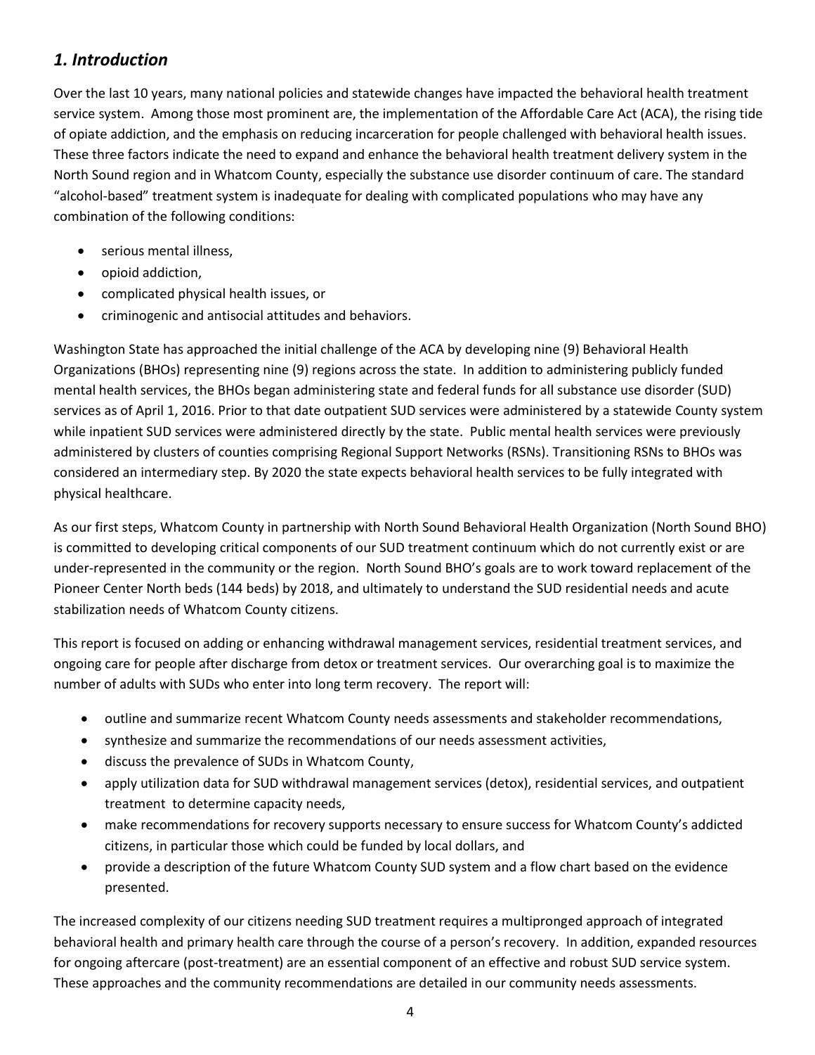## *1. Introduction*

Over the last 10 years, many national policies and statewide changes have impacted the behavioral health treatment service system. Among those most prominent are, the implementation of the Affordable Care Act (ACA), the rising tide of opiate addiction, and the emphasis on reducing incarceration for people challenged with behavioral health issues. These three factors indicate the need to expand and enhance the behavioral health treatment delivery system in the North Sound region and in Whatcom County, especially the substance use disorder continuum of care. The standard "alcohol-based" treatment system is inadequate for dealing with complicated populations who may have any combination of the following conditions:

- serious mental illness,
- opioid addiction,
- complicated physical health issues, or
- criminogenic and antisocial attitudes and behaviors.

Washington State has approached the initial challenge of the ACA by developing nine (9) Behavioral Health Organizations (BHOs) representing nine (9) regions across the state. In addition to administering publicly funded mental health services, the BHOs began administering state and federal funds for all substance use disorder (SUD) services as of April 1, 2016. Prior to that date outpatient SUD services were administered by a statewide County system while inpatient SUD services were administered directly by the state. Public mental health services were previously administered by clusters of counties comprising Regional Support Networks (RSNs). Transitioning RSNs to BHOs was considered an intermediary step. By 2020 the state expects behavioral health services to be fully integrated with physical healthcare.

As our first steps, Whatcom County in partnership with North Sound Behavioral Health Organization (North Sound BHO) is committed to developing critical components of our SUD treatment continuum which do not currently exist or are under-represented in the community or the region. North Sound BHO's goals are to work toward replacement of the Pioneer Center North beds (144 beds) by 2018, and ultimately to understand the SUD residential needs and acute stabilization needs of Whatcom County citizens.

This report is focused on adding or enhancing withdrawal management services, residential treatment services, and ongoing care for people after discharge from detox or treatment services. Our overarching goal is to maximize the number of adults with SUDs who enter into long term recovery. The report will:

- outline and summarize recent Whatcom County needs assessments and stakeholder recommendations,
- synthesize and summarize the recommendations of our needs assessment activities,
- discuss the prevalence of SUDs in Whatcom County,
- apply utilization data for SUD withdrawal management services (detox), residential services, and outpatient treatment to determine capacity needs,
- make recommendations for recovery supports necessary to ensure success for Whatcom County's addicted citizens, in particular those which could be funded by local dollars, and
- provide a description of the future Whatcom County SUD system and a flow chart based on the evidence presented.

The increased complexity of our citizens needing SUD treatment requires a multipronged approach of integrated behavioral health and primary health care through the course of a person's recovery. In addition, expanded resources for ongoing aftercare (post-treatment) are an essential component of an effective and robust SUD service system. These approaches and the community recommendations are detailed in our community needs assessments.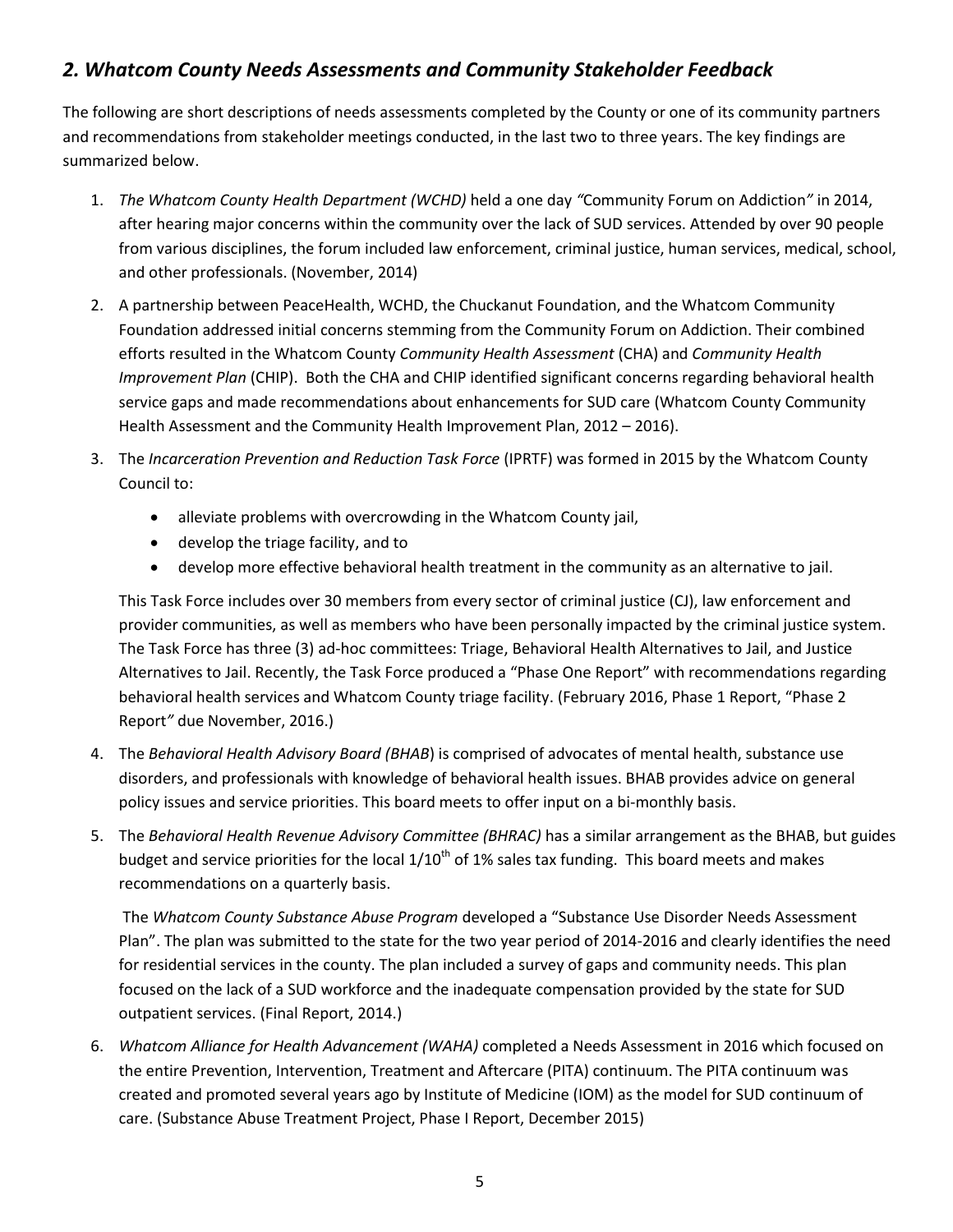## *2. Whatcom County Needs Assessments and Community Stakeholder Feedback*

The following are short descriptions of needs assessments completed by the County or one of its community partners and recommendations from stakeholder meetings conducted, in the last two to three years. The key findings are summarized below.

1. *The Whatcom County Health Department (WCHD)* held a one day *"*Community Forum on Addiction*"* in 2014, after hearing major concerns within the community over the lack of SUD services. Attended by over 90 people from various disciplines, the forum included law enforcement, criminal justice, human services, medical, school, and other professionals. (November, 2014)

2. A partnership between PeaceHealth, WCHD, the Chuckanut Foundation, and the Whatcom Community Foundation addressed initial concerns stemming from the Community Forum on Addiction. Their combined efforts resulted in the Whatcom County *Community Health Assessment* (CHA) and *Community Health Improvement Plan* (CHIP). Both the CHA and CHIP identified significant concerns regarding behavioral health service gaps and made recommendations about enhancements for SUD care (Whatcom County Community Health Assessment and the Community Health Improvement Plan, 2012 – 2016).

3. The *Incarceration Prevention and Reduction Task Force* (IPRTF) was formed in 2015 by the Whatcom County Council to:

   - alleviate problems with overcrowding in the Whatcom County jail,
   - develop the triage facility, and to
   - develop more effective behavioral health treatment in the community as an alternative to jail.

   This Task Force includes over 30 members from every sector of criminal justice (CJ), law enforcement and provider communities, as well as members who have been personally impacted by the criminal justice system. The Task Force has three (3) ad-hoc committees: Triage, Behavioral Health Alternatives to Jail, and Justice Alternatives to Jail. Recently, the Task Force produced a "Phase One Report" with recommendations regarding behavioral health services and Whatcom County triage facility. (February 2016, Phase 1 Report, "Phase 2 Report*"* due November, 2016.)

4. The *Behavioral Health Advisory Board (BHAB*) is comprised of advocates of mental health, substance use disorders, and professionals with knowledge of behavioral health issues. BHAB provides advice on general policy issues and service priorities. This board meets to offer input on a bi-monthly basis.

5. The *Behavioral Health Revenue Advisory Committee (BHRAC)* has a similar arrangement as the BHAB, but guides budget and service priorities for the local 1/10$^{th}$ of 1% sales tax funding. This board meets and makes recommendations on a quarterly basis.

   The *Whatcom County Substance Abuse Program* developed a "Substance Use Disorder Needs Assessment Plan". The plan was submitted to the state for the two year period of 2014-2016 and clearly identifies the need for residential services in the county. The plan included a survey of gaps and community needs. This plan focused on the lack of a SUD workforce and the inadequate compensation provided by the state for SUD outpatient services. (Final Report, 2014.)

6. *Whatcom Alliance for Health Advancement (WAHA)* completed a Needs Assessment in 2016 which focused on the entire Prevention, Intervention, Treatment and Aftercare (PITA) continuum. The PITA continuum was created and promoted several years ago by Institute of Medicine (IOM) as the model for SUD continuum of care. (Substance Abuse Treatment Project, Phase I Report, December 2015)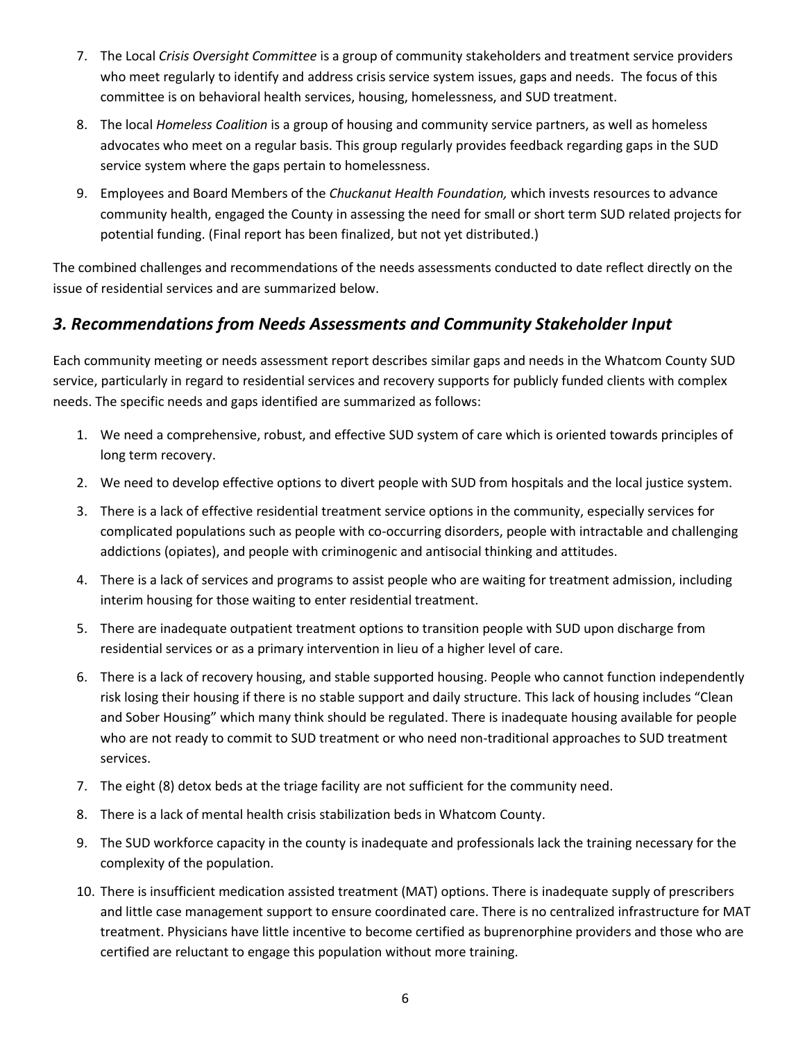7. The Local *Crisis Oversight Committee* is a group of community stakeholders and treatment service providers who meet regularly to identify and address crisis service system issues, gaps and needs. The focus of this committee is on behavioral health services, housing, homelessness, and SUD treatment.

8. The local *Homeless Coalition* is a group of housing and community service partners, as well as homeless advocates who meet on a regular basis. This group regularly provides feedback regarding gaps in the SUD service system where the gaps pertain to homelessness.

9. Employees and Board Members of the *Chuckanut Health Foundation,* which invests resources to advance community health, engaged the County in assessing the need for small or short term SUD related projects for potential funding. (Final report has been finalized, but not yet distributed.)

The combined challenges and recommendations of the needs assessments conducted to date reflect directly on the issue of residential services and are summarized below.

## *3. Recommendations from Needs Assessments and Community Stakeholder Input*

Each community meeting or needs assessment report describes similar gaps and needs in the Whatcom County SUD service, particularly in regard to residential services and recovery supports for publicly funded clients with complex needs. The specific needs and gaps identified are summarized as follows:

1. We need a comprehensive, robust, and effective SUD system of care which is oriented towards principles of long term recovery.

2. We need to develop effective options to divert people with SUD from hospitals and the local justice system.

3. There is a lack of effective residential treatment service options in the community, especially services for complicated populations such as people with co-occurring disorders, people with intractable and challenging addictions (opiates), and people with criminogenic and antisocial thinking and attitudes.

4. There is a lack of services and programs to assist people who are waiting for treatment admission, including interim housing for those waiting to enter residential treatment.

5. There are inadequate outpatient treatment options to transition people with SUD upon discharge from residential services or as a primary intervention in lieu of a higher level of care.

6. There is a lack of recovery housing, and stable supported housing. People who cannot function independently risk losing their housing if there is no stable support and daily structure. This lack of housing includes "Clean and Sober Housing" which many think should be regulated. There is inadequate housing available for people who are not ready to commit to SUD treatment or who need non-traditional approaches to SUD treatment services.

7. The eight (8) detox beds at the triage facility are not sufficient for the community need.

8. There is a lack of mental health crisis stabilization beds in Whatcom County.

9. The SUD workforce capacity in the county is inadequate and professionals lack the training necessary for the complexity of the population.

10. There is insufficient medication assisted treatment (MAT) options. There is inadequate supply of prescribers and little case management support to ensure coordinated care. There is no centralized infrastructure for MAT treatment. Physicians have little incentive to become certified as buprenorphine providers and those who are certified are reluctant to engage this population without more training.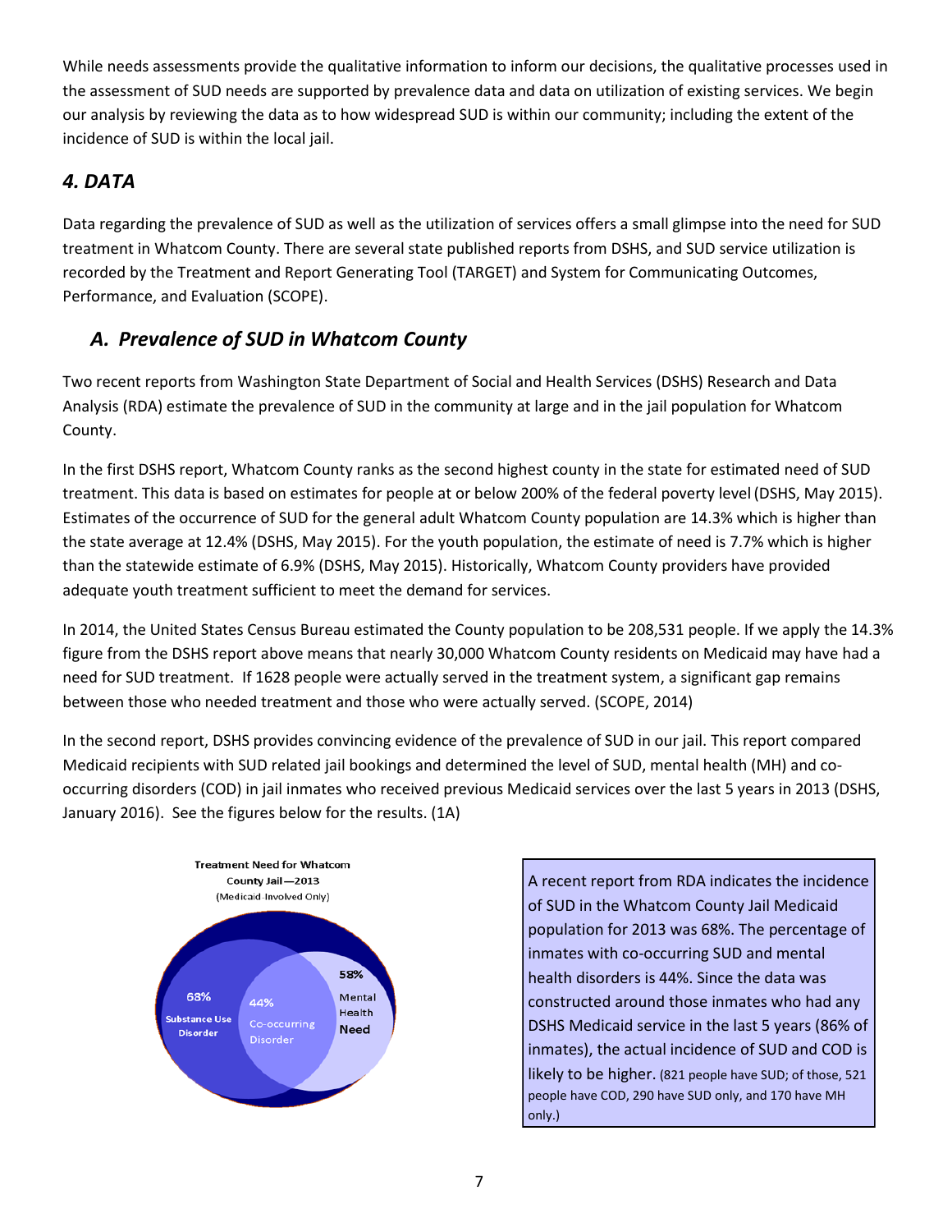While needs assessments provide the qualitative information to inform our decisions, the qualitative processes used in the assessment of SUD needs are supported by prevalence data and data on utilization of existing services. We begin our analysis by reviewing the data as to how widespread SUD is within our community; including the extent of the incidence of SUD is within the local jail.

## *4. DATA*

Data regarding the prevalence of SUD as well as the utilization of services offers a small glimpse into the need for SUD treatment in Whatcom County. There are several state published reports from DSHS, and SUD service utilization is recorded by the Treatment and Report Generating Tool (TARGET) and System for Communicating Outcomes, Performance, and Evaluation (SCOPE).

### *A. Prevalence of SUD in Whatcom County*

Two recent reports from Washington State Department of Social and Health Services (DSHS) Research and Data Analysis (RDA) estimate the prevalence of SUD in the community at large and in the jail population for Whatcom County.

In the first DSHS report, Whatcom County ranks as the second highest county in the state for estimated need of SUD treatment. This data is based on estimates for people at or below 200% of the federal poverty level (DSHS, May 2015). Estimates of the occurrence of SUD for the general adult Whatcom County population are 14.3% which is higher than the state average at 12.4% (DSHS, May 2015). For the youth population, the estimate of need is 7.7% which is higher than the statewide estimate of 6.9% (DSHS, May 2015). Historically, Whatcom County providers have provided adequate youth treatment sufficient to meet the demand for services.

In 2014, the United States Census Bureau estimated the County population to be 208,531 people. If we apply the 14.3% figure from the DSHS report above means that nearly 30,000 Whatcom County residents on Medicaid may have had a need for SUD treatment. If 1628 people were actually served in the treatment system, a significant gap remains between those who needed treatment and those who were actually served. (SCOPE, 2014)

In the second report, DSHS provides convincing evidence of the prevalence of SUD in our jail. This report compared Medicaid recipients with SUD related jail bookings and determined the level of SUD, mental health (MH) and co-occurring disorders (COD) in jail inmates who received previous Medicaid services over the last 5 years in 2013 (DSHS, January 2016). See the figures below for the results. (1A)

**Treatment Need for Whatcom County Jail—2013**
(Medicaid-Involved Only)

68% Substance Use Disorder
44% Co-occurring Disorder
58% Mental Health Need

A recent report from RDA indicates the incidence of SUD in the Whatcom County Jail Medicaid population for 2013 was 68%. The percentage of inmates with co-occurring SUD and mental health disorders is 44%. Since the data was constructed around those inmates who had any DSHS Medicaid service in the last 5 years (86% of inmates), the actual incidence of SUD and COD is likely to be higher. (821 people have SUD; of those, 521 people have COD, 290 have SUD only, and 170 have MH only.)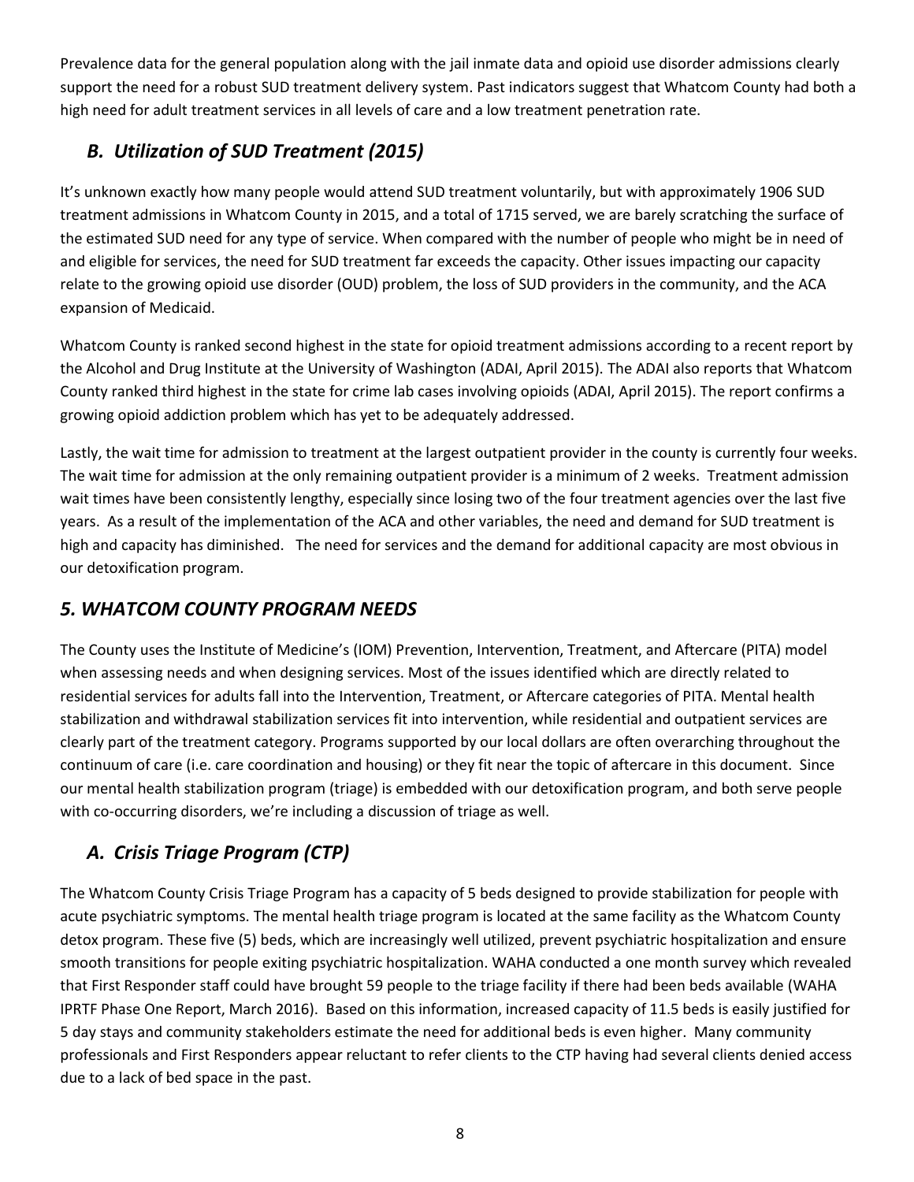Prevalence data for the general population along with the jail inmate data and opioid use disorder admissions clearly support the need for a robust SUD treatment delivery system. Past indicators suggest that Whatcom County had both a high need for adult treatment services in all levels of care and a low treatment penetration rate.

### *B. Utilization of SUD Treatment (2015)*

It's unknown exactly how many people would attend SUD treatment voluntarily, but with approximately 1906 SUD treatment admissions in Whatcom County in 2015, and a total of 1715 served, we are barely scratching the surface of the estimated SUD need for any type of service. When compared with the number of people who might be in need of and eligible for services, the need for SUD treatment far exceeds the capacity. Other issues impacting our capacity relate to the growing opioid use disorder (OUD) problem, the loss of SUD providers in the community, and the ACA expansion of Medicaid.

Whatcom County is ranked second highest in the state for opioid treatment admissions according to a recent report by the Alcohol and Drug Institute at the University of Washington (ADAI, April 2015). The ADAI also reports that Whatcom County ranked third highest in the state for crime lab cases involving opioids (ADAI, April 2015). The report confirms a growing opioid addiction problem which has yet to be adequately addressed.

Lastly, the wait time for admission to treatment at the largest outpatient provider in the county is currently four weeks. The wait time for admission at the only remaining outpatient provider is a minimum of 2 weeks. Treatment admission wait times have been consistently lengthy, especially since losing two of the four treatment agencies over the last five years. As a result of the implementation of the ACA and other variables, the need and demand for SUD treatment is high and capacity has diminished. The need for services and the demand for additional capacity are most obvious in our detoxification program.

## *5. WHATCOM COUNTY PROGRAM NEEDS*

The County uses the Institute of Medicine's (IOM) Prevention, Intervention, Treatment, and Aftercare (PITA) model when assessing needs and when designing services. Most of the issues identified which are directly related to residential services for adults fall into the Intervention, Treatment, or Aftercare categories of PITA. Mental health stabilization and withdrawal stabilization services fit into intervention, while residential and outpatient services are clearly part of the treatment category. Programs supported by our local dollars are often overarching throughout the continuum of care (i.e. care coordination and housing) or they fit near the topic of aftercare in this document. Since our mental health stabilization program (triage) is embedded with our detoxification program, and both serve people with co-occurring disorders, we're including a discussion of triage as well.

### *A. Crisis Triage Program (CTP)*

The Whatcom County Crisis Triage Program has a capacity of 5 beds designed to provide stabilization for people with acute psychiatric symptoms. The mental health triage program is located at the same facility as the Whatcom County detox program. These five (5) beds, which are increasingly well utilized, prevent psychiatric hospitalization and ensure smooth transitions for people exiting psychiatric hospitalization. WAHA conducted a one month survey which revealed that First Responder staff could have brought 59 people to the triage facility if there had been beds available (WAHA IPRTF Phase One Report, March 2016). Based on this information, increased capacity of 11.5 beds is easily justified for 5 day stays and community stakeholders estimate the need for additional beds is even higher. Many community professionals and First Responders appear reluctant to refer clients to the CTP having had several clients denied access due to a lack of bed space in the past.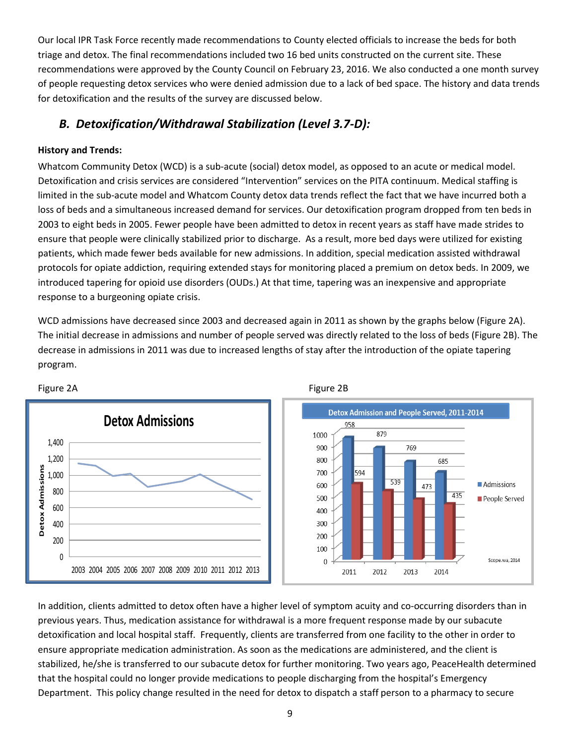Our local IPR Task Force recently made recommendations to County elected officials to increase the beds for both triage and detox. The final recommendations included two 16 bed units constructed on the current site. These recommendations were approved by the County Council on February 23, 2016. We also conducted a one month survey of people requesting detox services who were denied admission due to a lack of bed space. The history and data trends for detoxification and the results of the survey are discussed below.

## *B. Detoxification/Withdrawal Stabilization (Level 3.7-D):*

**History and Trends:**

Whatcom Community Detox (WCD) is a sub-acute (social) detox model, as opposed to an acute or medical model. Detoxification and crisis services are considered "Intervention" services on the PITA continuum. Medical staffing is limited in the sub-acute model and Whatcom County detox data trends reflect the fact that we have incurred both a loss of beds and a simultaneous increased demand for services. Our detoxification program dropped from ten beds in 2003 to eight beds in 2005. Fewer people have been admitted to detox in recent years as staff have made strides to ensure that people were clinically stabilized prior to discharge. As a result, more bed days were utilized for existing patients, which made fewer beds available for new admissions. In addition, special medication assisted withdrawal protocols for opiate addiction, requiring extended stays for monitoring placed a premium on detox beds. In 2009, we introduced tapering for opioid use disorders (OUDs.) At that time, tapering was an inexpensive and appropriate response to a burgeoning opiate crisis.

WCD admissions have decreased since 2003 and decreased again in 2011 as shown by the graphs below (Figure 2A). The initial decrease in admissions and number of people served was directly related to the loss of beds (Figure 2B). The decrease in admissions in 2011 was due to increased lengths of stay after the introduction of the opiate tapering program.

Figure 2A

Figure 2B

In addition, clients admitted to detox often have a higher level of symptom acuity and co-occurring disorders than in previous years. Thus, medication assistance for withdrawal is a more frequent response made by our subacute detoxification and local hospital staff. Frequently, clients are transferred from one facility to the other in order to ensure appropriate medication administration. As soon as the medications are administered, and the client is stabilized, he/she is transferred to our subacute detox for further monitoring. Two years ago, PeaceHealth determined that the hospital could no longer provide medications to people discharging from the hospital's Emergency Department. This policy change resulted in the need for detox to dispatch a staff person to a pharmacy to secure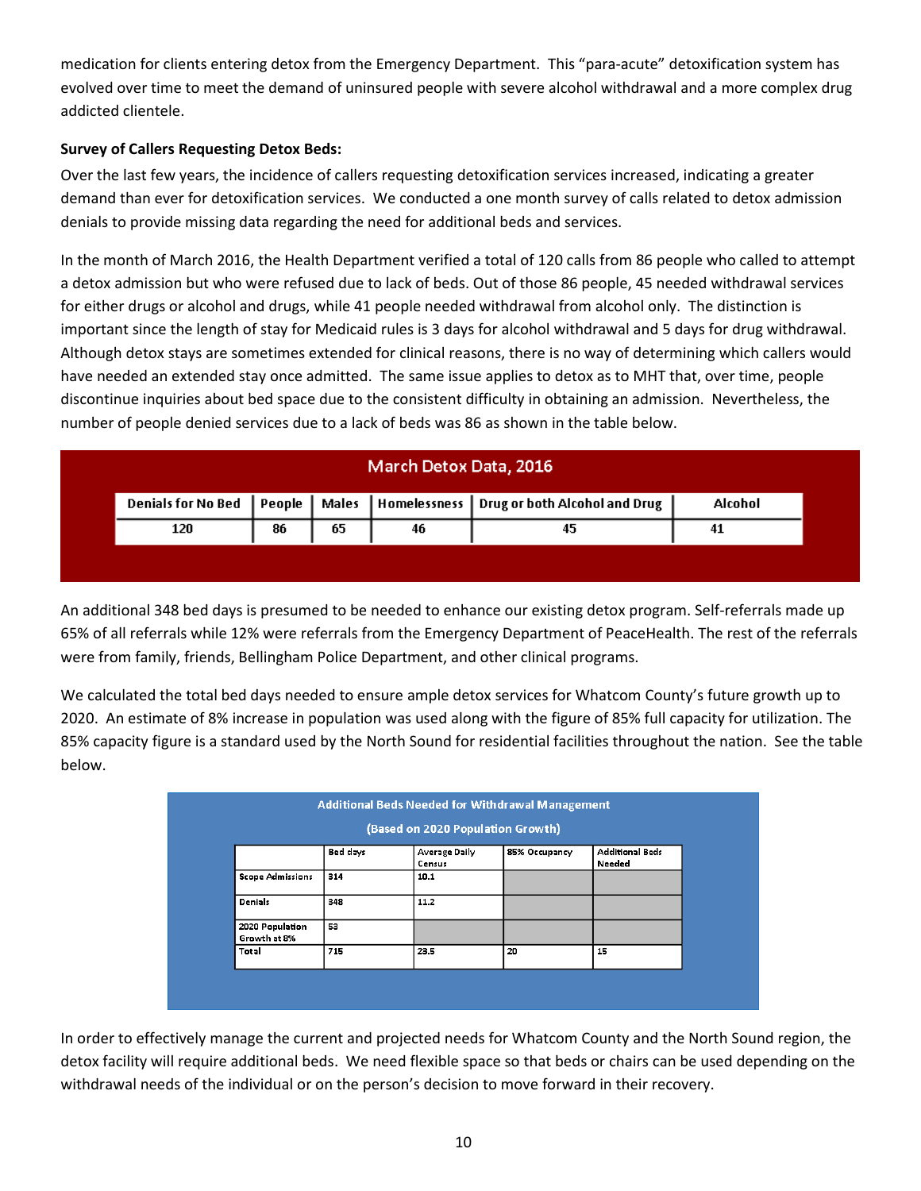medication for clients entering detox from the Emergency Department. This "para-acute" detoxification system has evolved over time to meet the demand of uninsured people with severe alcohol withdrawal and a more complex drug addicted clientele.

**Survey of Callers Requesting Detox Beds:**

Over the last few years, the incidence of callers requesting detoxification services increased, indicating a greater demand than ever for detoxification services. We conducted a one month survey of calls related to detox admission denials to provide missing data regarding the need for additional beds and services.

In the month of March 2016, the Health Department verified a total of 120 calls from 86 people who called to attempt a detox admission but who were refused due to lack of beds. Out of those 86 people, 45 needed withdrawal services for either drugs or alcohol and drugs, while 41 people needed withdrawal from alcohol only. The distinction is important since the length of stay for Medicaid rules is 3 days for alcohol withdrawal and 5 days for drug withdrawal. Although detox stays are sometimes extended for clinical reasons, there is no way of determining which callers would have needed an extended stay once admitted. The same issue applies to detox as to MHT that, over time, people discontinue inquiries about bed space due to the consistent difficulty in obtaining an admission. Nevertheless, the number of people denied services due to a lack of beds was 86 as shown in the table below.

**March Detox Data, 2016**

| Denials for No Bed | People | Males | Homelessness | Drug or both Alcohol and Drug | Alcohol |
|---|---|---|---|---|---|
| 120 | 86 | 65 | 46 | 45 | 41 |

An additional 348 bed days is presumed to be needed to enhance our existing detox program. Self-referrals made up 65% of all referrals while 12% were referrals from the Emergency Department of PeaceHealth. The rest of the referrals were from family, friends, Bellingham Police Department, and other clinical programs.

We calculated the total bed days needed to ensure ample detox services for Whatcom County's future growth up to 2020. An estimate of 8% increase in population was used along with the figure of 85% full capacity for utilization. The 85% capacity figure is a standard used by the North Sound for residential facilities throughout the nation. See the table below.

**Additional Beds Needed for Withdrawal Management**

**(Based on 2020 Population Growth)**

| | Bed days | Average Daily Census | 85% Occupancy | Additional Beds Needed |
|---|---|---|---|---|
| Scope Admissions | 314 | 10.1 | | |
| Denials | 348 | 11.2 | | |
| 2020 Population Growth at 8% | 53 | | | |
| Total | 715 | 23.5 | 20 | 15 |

In order to effectively manage the current and projected needs for Whatcom County and the North Sound region, the detox facility will require additional beds. We need flexible space so that beds or chairs can be used depending on the withdrawal needs of the individual or on the person's decision to move forward in their recovery.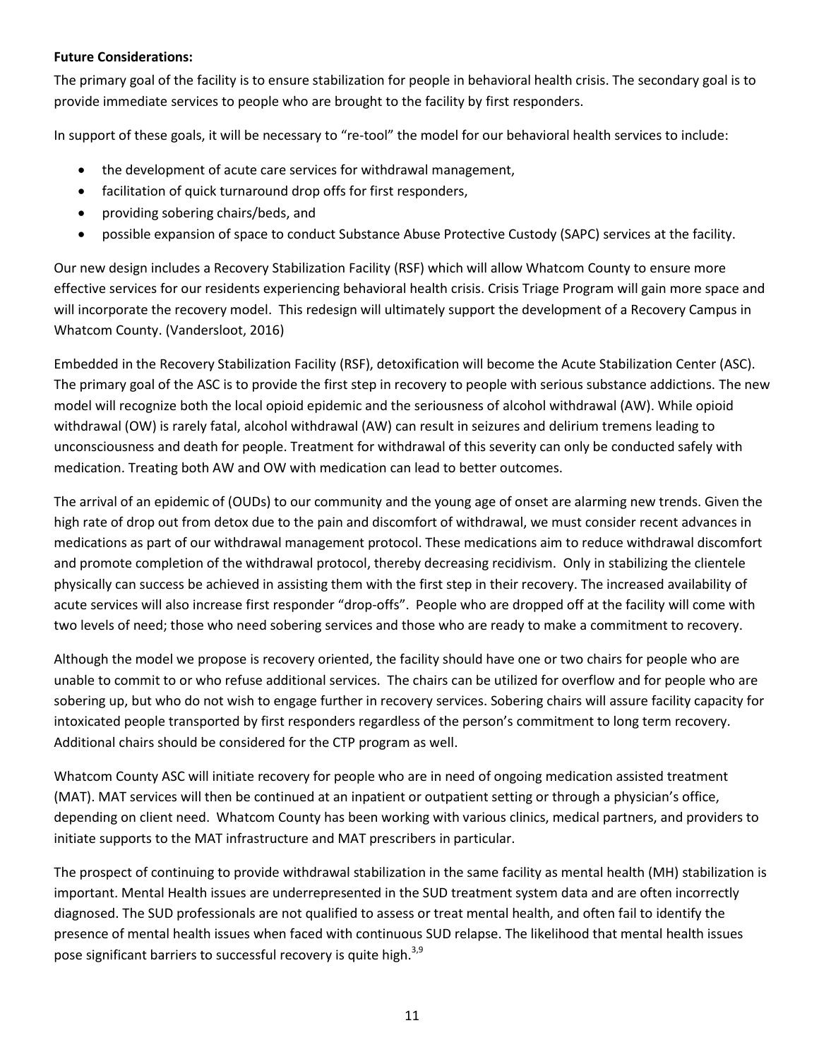**Future Considerations:**

The primary goal of the facility is to ensure stabilization for people in behavioral health crisis. The secondary goal is to provide immediate services to people who are brought to the facility by first responders.

In support of these goals, it will be necessary to "re-tool" the model for our behavioral health services to include:

- the development of acute care services for withdrawal management,
- facilitation of quick turnaround drop offs for first responders,
- providing sobering chairs/beds, and
- possible expansion of space to conduct Substance Abuse Protective Custody (SAPC) services at the facility.

Our new design includes a Recovery Stabilization Facility (RSF) which will allow Whatcom County to ensure more effective services for our residents experiencing behavioral health crisis. Crisis Triage Program will gain more space and will incorporate the recovery model. This redesign will ultimately support the development of a Recovery Campus in Whatcom County. (Vandersloot, 2016)

Embedded in the Recovery Stabilization Facility (RSF), detoxification will become the Acute Stabilization Center (ASC). The primary goal of the ASC is to provide the first step in recovery to people with serious substance addictions. The new model will recognize both the local opioid epidemic and the seriousness of alcohol withdrawal (AW). While opioid withdrawal (OW) is rarely fatal, alcohol withdrawal (AW) can result in seizures and delirium tremens leading to unconsciousness and death for people. Treatment for withdrawal of this severity can only be conducted safely with medication. Treating both AW and OW with medication can lead to better outcomes.

The arrival of an epidemic of (OUDs) to our community and the young age of onset are alarming new trends. Given the high rate of drop out from detox due to the pain and discomfort of withdrawal, we must consider recent advances in medications as part of our withdrawal management protocol. These medications aim to reduce withdrawal discomfort and promote completion of the withdrawal protocol, thereby decreasing recidivism. Only in stabilizing the clientele physically can success be achieved in assisting them with the first step in their recovery. The increased availability of acute services will also increase first responder "drop-offs". People who are dropped off at the facility will come with two levels of need; those who need sobering services and those who are ready to make a commitment to recovery.

Although the model we propose is recovery oriented, the facility should have one or two chairs for people who are unable to commit to or who refuse additional services. The chairs can be utilized for overflow and for people who are sobering up, but who do not wish to engage further in recovery services. Sobering chairs will assure facility capacity for intoxicated people transported by first responders regardless of the person's commitment to long term recovery. Additional chairs should be considered for the CTP program as well.

Whatcom County ASC will initiate recovery for people who are in need of ongoing medication assisted treatment (MAT). MAT services will then be continued at an inpatient or outpatient setting or through a physician's office, depending on client need. Whatcom County has been working with various clinics, medical partners, and providers to initiate supports to the MAT infrastructure and MAT prescribers in particular.

The prospect of continuing to provide withdrawal stabilization in the same facility as mental health (MH) stabilization is important. Mental Health issues are underrepresented in the SUD treatment system data and are often incorrectly diagnosed. The SUD professionals are not qualified to assess or treat mental health, and often fail to identify the presence of mental health issues when faced with continuous SUD relapse. The likelihood that mental health issues pose significant barriers to successful recovery is quite high.[3,9]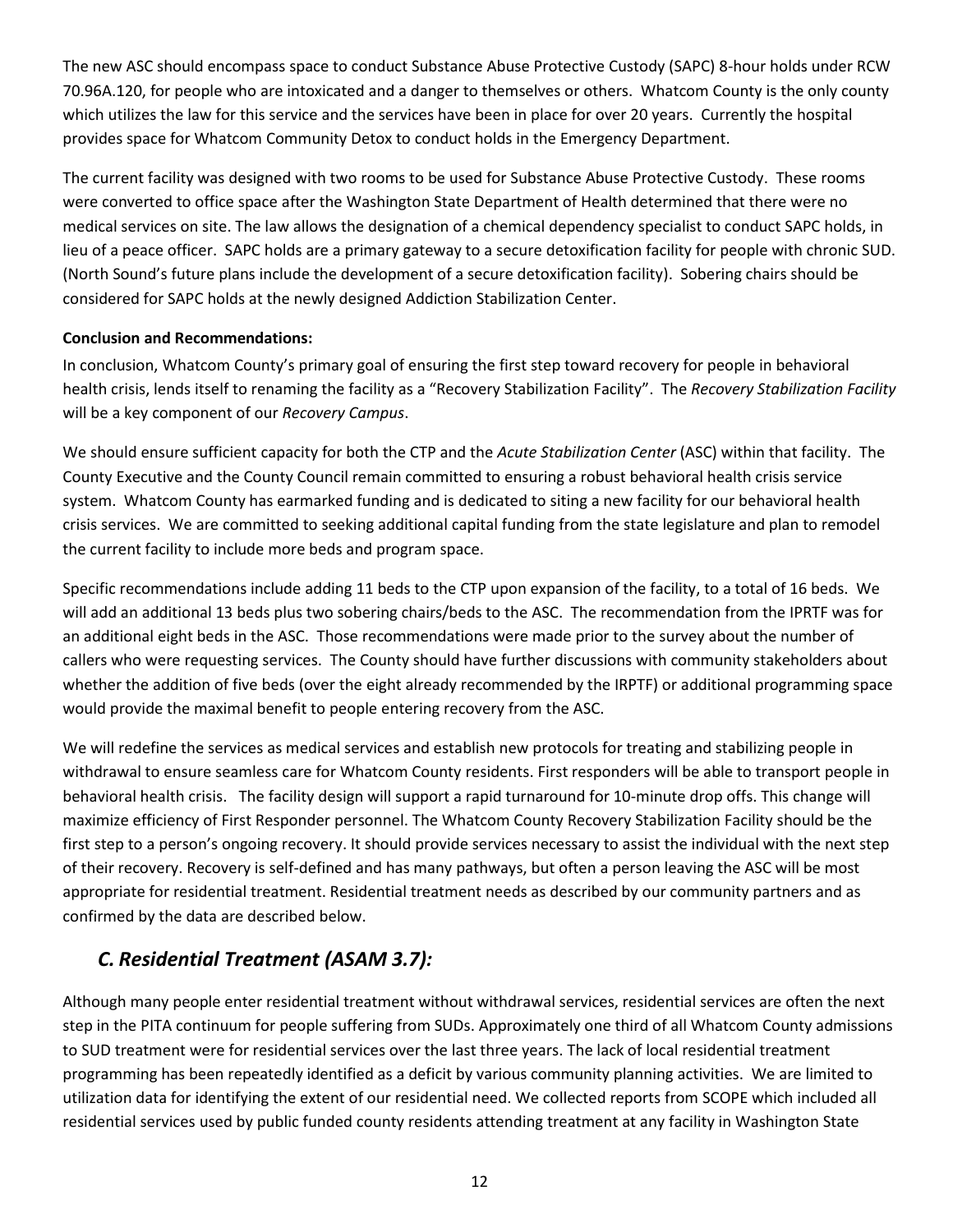The new ASC should encompass space to conduct Substance Abuse Protective Custody (SAPC) 8-hour holds under RCW 70.96A.120, for people who are intoxicated and a danger to themselves or others. Whatcom County is the only county which utilizes the law for this service and the services have been in place for over 20 years. Currently the hospital provides space for Whatcom Community Detox to conduct holds in the Emergency Department.

The current facility was designed with two rooms to be used for Substance Abuse Protective Custody. These rooms were converted to office space after the Washington State Department of Health determined that there were no medical services on site. The law allows the designation of a chemical dependency specialist to conduct SAPC holds, in lieu of a peace officer. SAPC holds are a primary gateway to a secure detoxification facility for people with chronic SUD. (North Sound's future plans include the development of a secure detoxification facility). Sobering chairs should be considered for SAPC holds at the newly designed Addiction Stabilization Center.

**Conclusion and Recommendations:**

In conclusion, Whatcom County's primary goal of ensuring the first step toward recovery for people in behavioral health crisis, lends itself to renaming the facility as a "Recovery Stabilization Facility". The *Recovery Stabilization Facility* will be a key component of our *Recovery Campus*.

We should ensure sufficient capacity for both the CTP and the *Acute Stabilization Center* (ASC) within that facility. The County Executive and the County Council remain committed to ensuring a robust behavioral health crisis service system. Whatcom County has earmarked funding and is dedicated to siting a new facility for our behavioral health crisis services. We are committed to seeking additional capital funding from the state legislature and plan to remodel the current facility to include more beds and program space.

Specific recommendations include adding 11 beds to the CTP upon expansion of the facility, to a total of 16 beds. We will add an additional 13 beds plus two sobering chairs/beds to the ASC. The recommendation from the IPRTF was for an additional eight beds in the ASC. Those recommendations were made prior to the survey about the number of callers who were requesting services. The County should have further discussions with community stakeholders about whether the addition of five beds (over the eight already recommended by the IRPTF) or additional programming space would provide the maximal benefit to people entering recovery from the ASC.

We will redefine the services as medical services and establish new protocols for treating and stabilizing people in withdrawal to ensure seamless care for Whatcom County residents. First responders will be able to transport people in behavioral health crisis. The facility design will support a rapid turnaround for 10-minute drop offs. This change will maximize efficiency of First Responder personnel. The Whatcom County Recovery Stabilization Facility should be the first step to a person's ongoing recovery. It should provide services necessary to assist the individual with the next step of their recovery. Recovery is self-defined and has many pathways, but often a person leaving the ASC will be most appropriate for residential treatment. Residential treatment needs as described by our community partners and as confirmed by the data are described below.

## *C. Residential Treatment (ASAM 3.7):*

Although many people enter residential treatment without withdrawal services, residential services are often the next step in the PITA continuum for people suffering from SUDs. Approximately one third of all Whatcom County admissions to SUD treatment were for residential services over the last three years. The lack of local residential treatment programming has been repeatedly identified as a deficit by various community planning activities. We are limited to utilization data for identifying the extent of our residential need. We collected reports from SCOPE which included all residential services used by public funded county residents attending treatment at any facility in Washington State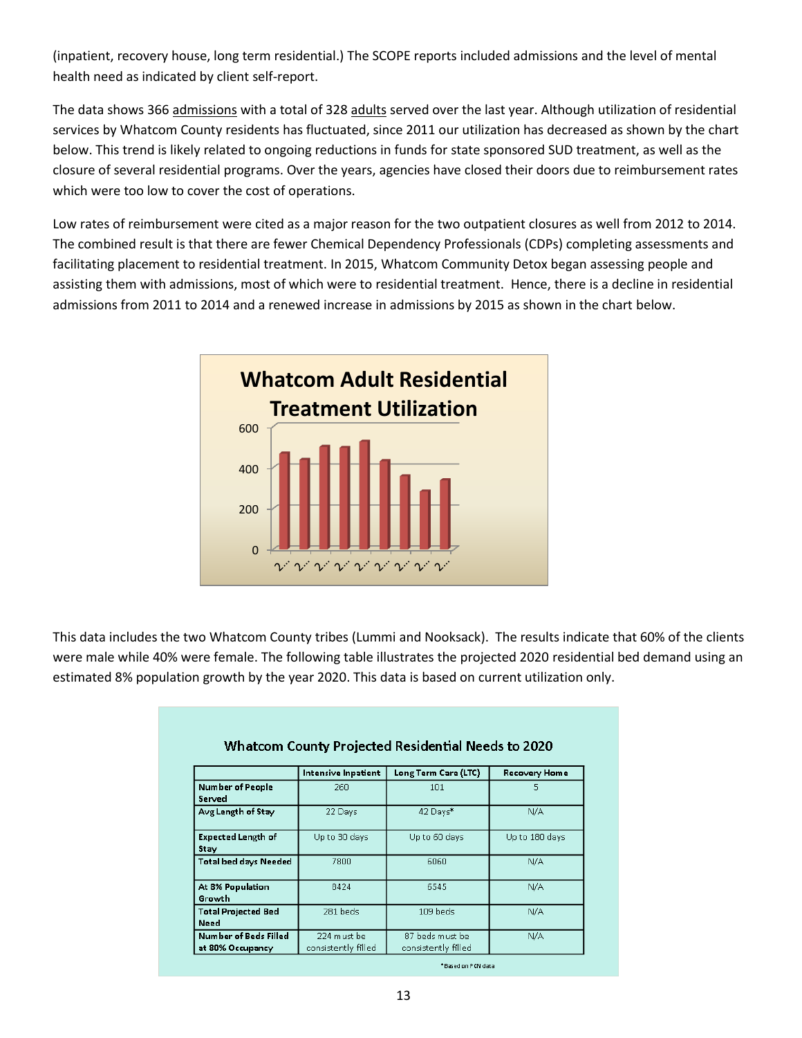(inpatient, recovery house, long term residential.) The SCOPE reports included admissions and the level of mental health need as indicated by client self-report.

The data shows 366 admissions with a total of 328 adults served over the last year. Although utilization of residential services by Whatcom County residents has fluctuated, since 2011 our utilization has decreased as shown by the chart below. This trend is likely related to ongoing reductions in funds for state sponsored SUD treatment, as well as the closure of several residential programs. Over the years, agencies have closed their doors due to reimbursement rates which were too low to cover the cost of operations.

Low rates of reimbursement were cited as a major reason for the two outpatient closures as well from 2012 to 2014. The combined result is that there are fewer Chemical Dependency Professionals (CDPs) completing assessments and facilitating placement to residential treatment. In 2015, Whatcom Community Detox began assessing people and assisting them with admissions, most of which were to residential treatment. Hence, there is a decline in residential admissions from 2011 to 2014 and a renewed increase in admissions by 2015 as shown in the chart below.

This data includes the two Whatcom County tribes (Lummi and Nooksack). The results indicate that 60% of the clients were male while 40% were female. The following table illustrates the projected 2020 residential bed demand using an estimated 8% population growth by the year 2020. This data is based on current utilization only.

**Whatcom County Projected Residential Needs to 2020**

| | Intensive Inpatient | Long Term Care (LTC) | Recovery Home |
|---|---|---|---|
| **Number of People Served** | 260 | 101 | 5 |
| **Avg Length of Stay** | 22 Days | 42 Days* | N/A |
| **Expected Length of Stay** | Up to 30 days | Up to 60 days | Up to 180 days |
| **Total bed days Needed** | 7800 | 6060 | N/A |
| **At 8% Population Growth** | 8424 | 6545 | N/A |
| **Total Projected Bed Need** | 281 beds | 109 beds | N/A |
| **Number of Beds Filled at 80% Occupancy** | 224 must be consistently filled | 87 beds must be consistently filled | N/A |

*Based on PCN data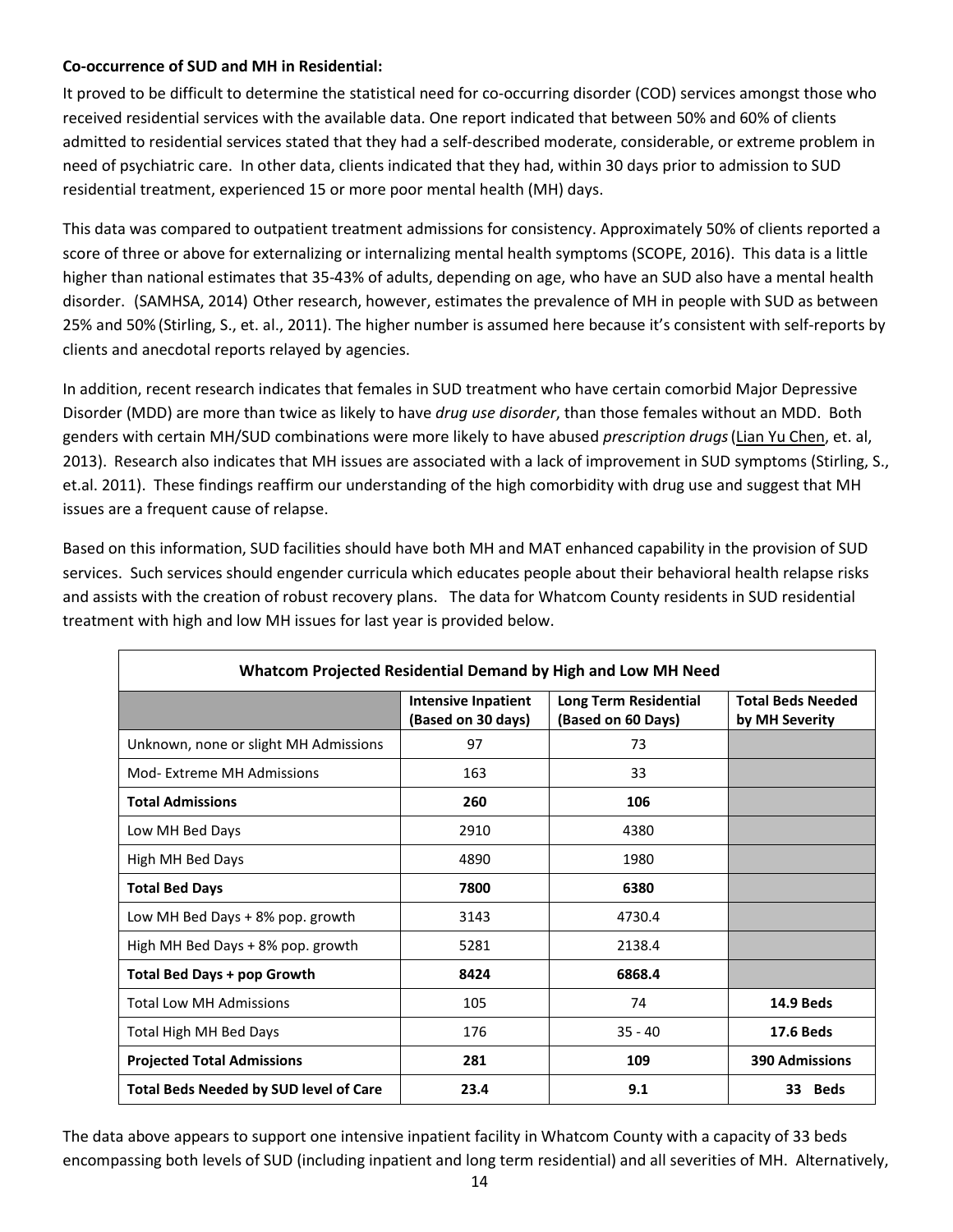**Co-occurrence of SUD and MH in Residential:**

It proved to be difficult to determine the statistical need for co-occurring disorder (COD) services amongst those who received residential services with the available data. One report indicated that between 50% and 60% of clients admitted to residential services stated that they had a self-described moderate, considerable, or extreme problem in need of psychiatric care. In other data, clients indicated that they had, within 30 days prior to admission to SUD residential treatment, experienced 15 or more poor mental health (MH) days.

This data was compared to outpatient treatment admissions for consistency. Approximately 50% of clients reported a score of three or above for externalizing or internalizing mental health symptoms (SCOPE, 2016). This data is a little higher than national estimates that 35-43% of adults, depending on age, who have an SUD also have a mental health disorder. (SAMHSA, 2014) Other research, however, estimates the prevalence of MH in people with SUD as between 25% and 50% (Stirling, S., et. al., 2011). The higher number is assumed here because it's consistent with self-reports by clients and anecdotal reports relayed by agencies.

In addition, recent research indicates that females in SUD treatment who have certain comorbid Major Depressive Disorder (MDD) are more than twice as likely to have *drug use disorder*, than those females without an MDD. Both genders with certain MH/SUD combinations were more likely to have abused *prescription drugs* (Lian Yu Chen, et. al, 2013). Research also indicates that MH issues are associated with a lack of improvement in SUD symptoms (Stirling, S., et.al. 2011). These findings reaffirm our understanding of the high comorbidity with drug use and suggest that MH issues are a frequent cause of relapse.

Based on this information, SUD facilities should have both MH and MAT enhanced capability in the provision of SUD services. Such services should engender curricula which educates people about their behavioral health relapse risks and assists with the creation of robust recovery plans. The data for Whatcom County residents in SUD residential treatment with high and low MH issues for last year is provided below.

| Whatcom Projected Residential Demand by High and Low MH Need | | | |
|---|---|---|---|
| | **Intensive Inpatient (Based on 30 days)** | **Long Term Residential (Based on 60 Days)** | **Total Beds Needed by MH Severity** |
| Unknown, none or slight MH Admissions | 97 | 73 | |
| Mod- Extreme MH Admissions | 163 | 33 | |
| **Total Admissions** | **260** | **106** | |
| Low MH Bed Days | 2910 | 4380 | |
| High MH Bed Days | 4890 | 1980 | |
| **Total Bed Days** | **7800** | **6380** | |
| Low MH Bed Days + 8% pop. growth | 3143 | 4730.4 | |
| High MH Bed Days + 8% pop. growth | 5281 | 2138.4 | |
| **Total Bed Days + pop Growth** | **8424** | **6868.4** | |
| Total Low MH Admissions | 105 | 74 | **14.9 Beds** |
| Total High MH Bed Days | 176 | 35 - 40 | **17.6 Beds** |
| **Projected Total Admissions** | **281** | **109** | **390 Admissions** |
| **Total Beds Needed by SUD level of Care** | **23.4** | **9.1** | **33 Beds** |

The data above appears to support one intensive inpatient facility in Whatcom County with a capacity of 33 beds encompassing both levels of SUD (including inpatient and long term residential) and all severities of MH. Alternatively,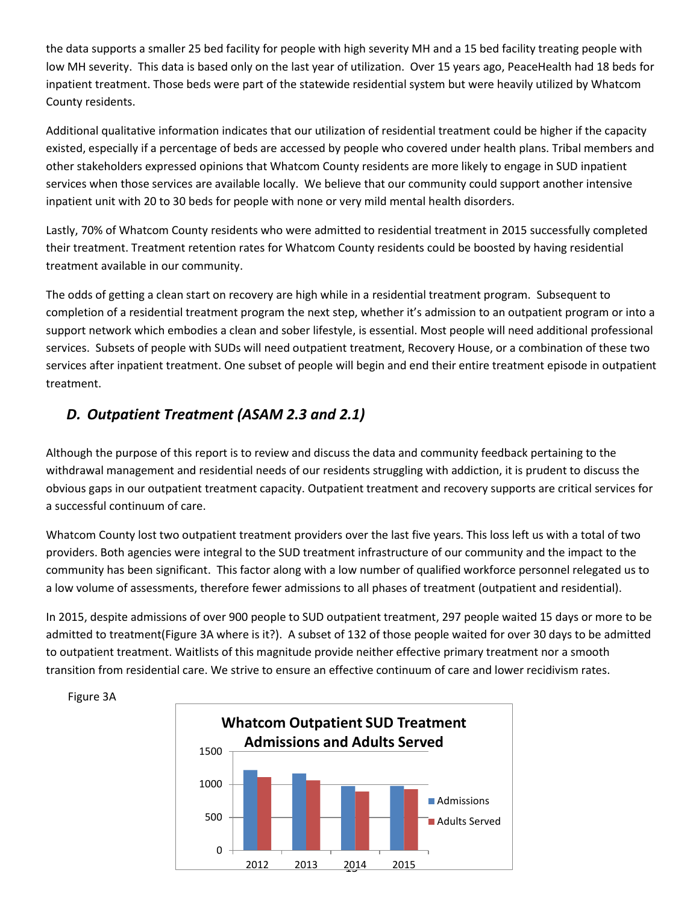the data supports a smaller 25 bed facility for people with high severity MH and a 15 bed facility treating people with low MH severity. This data is based only on the last year of utilization. Over 15 years ago, PeaceHealth had 18 beds for inpatient treatment. Those beds were part of the statewide residential system but were heavily utilized by Whatcom County residents.

Additional qualitative information indicates that our utilization of residential treatment could be higher if the capacity existed, especially if a percentage of beds are accessed by people who covered under health plans. Tribal members and other stakeholders expressed opinions that Whatcom County residents are more likely to engage in SUD inpatient services when those services are available locally. We believe that our community could support another intensive inpatient unit with 20 to 30 beds for people with none or very mild mental health disorders.

Lastly, 70% of Whatcom County residents who were admitted to residential treatment in 2015 successfully completed their treatment. Treatment retention rates for Whatcom County residents could be boosted by having residential treatment available in our community.

The odds of getting a clean start on recovery are high while in a residential treatment program. Subsequent to completion of a residential treatment program the next step, whether it's admission to an outpatient program or into a support network which embodies a clean and sober lifestyle, is essential. Most people will need additional professional services. Subsets of people with SUDs will need outpatient treatment, Recovery House, or a combination of these two services after inpatient treatment. One subset of people will begin and end their entire treatment episode in outpatient treatment.

## *D. Outpatient Treatment (ASAM 2.3 and 2.1)*

Although the purpose of this report is to review and discuss the data and community feedback pertaining to the withdrawal management and residential needs of our residents struggling with addiction, it is prudent to discuss the obvious gaps in our outpatient treatment capacity. Outpatient treatment and recovery supports are critical services for a successful continuum of care.

Whatcom County lost two outpatient treatment providers over the last five years. This loss left us with a total of two providers. Both agencies were integral to the SUD treatment infrastructure of our community and the impact to the community has been significant. This factor along with a low number of qualified workforce personnel relegated us to a low volume of assessments, therefore fewer admissions to all phases of treatment (outpatient and residential).

In 2015, despite admissions of over 900 people to SUD outpatient treatment, 297 people waited 15 days or more to be admitted to treatment(Figure 3A where is it?). A subset of 132 of those people waited for over 30 days to be admitted to outpatient treatment. Waitlists of this magnitude provide neither effective primary treatment nor a smooth transition from residential care. We strive to ensure an effective continuum of care and lower recidivism rates.

Figure 3A

**Whatcom Outpatient SUD Treatment Admissions and Adults Served**

| Year | Admissions | Adults Served |
|---|---|---|
| 2012 | ~1220 | ~1110 |
| 2013 | ~1170 | ~1060 |
| 2014 | ~980 | ~890 |
| 2015 | ~980 | ~930 |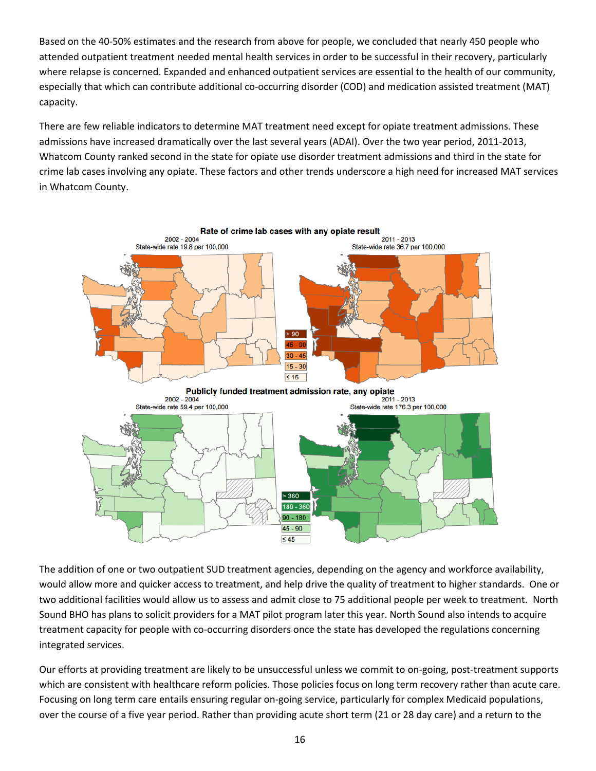Based on the 40-50% estimates and the research from above for people, we concluded that nearly 450 people who attended outpatient treatment needed mental health services in order to be successful in their recovery, particularly where relapse is concerned. Expanded and enhanced outpatient services are essential to the health of our community, especially that which can contribute additional co-occurring disorder (COD) and medication assisted treatment (MAT) capacity.

There are few reliable indicators to determine MAT treatment need except for opiate treatment admissions. These admissions have increased dramatically over the last several years (ADAI). Over the two year period, 2011-2013, Whatcom County ranked second in the state for opiate use disorder treatment admissions and third in the state for crime lab cases involving any opiate. These factors and other trends underscore a high need for increased MAT services in Whatcom County.

**Rate of crime lab cases with any opiate result**

2002 - 2004: State-wide rate 19.8 per 100,000

2011 - 2013: State-wide rate 36.7 per 100,000

Legend: > 90; 45 - 90; 30 - 45; 15 - 30; ≤ 15

**Publicly funded treatment admission rate, any opiate**

2002 - 2004: State-wide rate 59.4 per 100,000

2011 - 2013: State-wide rate 176.3 per 100,000

Legend: > 360; 180 - 360; 90 - 180; 45 - 90; ≤ 45

The addition of one or two outpatient SUD treatment agencies, depending on the agency and workforce availability, would allow more and quicker access to treatment, and help drive the quality of treatment to higher standards. One or two additional facilities would allow us to assess and admit close to 75 additional people per week to treatment. North Sound BHO has plans to solicit providers for a MAT pilot program later this year. North Sound also intends to acquire treatment capacity for people with co-occurring disorders once the state has developed the regulations concerning integrated services.

Our efforts at providing treatment are likely to be unsuccessful unless we commit to on-going, post-treatment supports which are consistent with healthcare reform policies. Those policies focus on long term recovery rather than acute care. Focusing on long term care entails ensuring regular on-going service, particularly for complex Medicaid populations, over the course of a five year period. Rather than providing acute short term (21 or 28 day care) and a return to the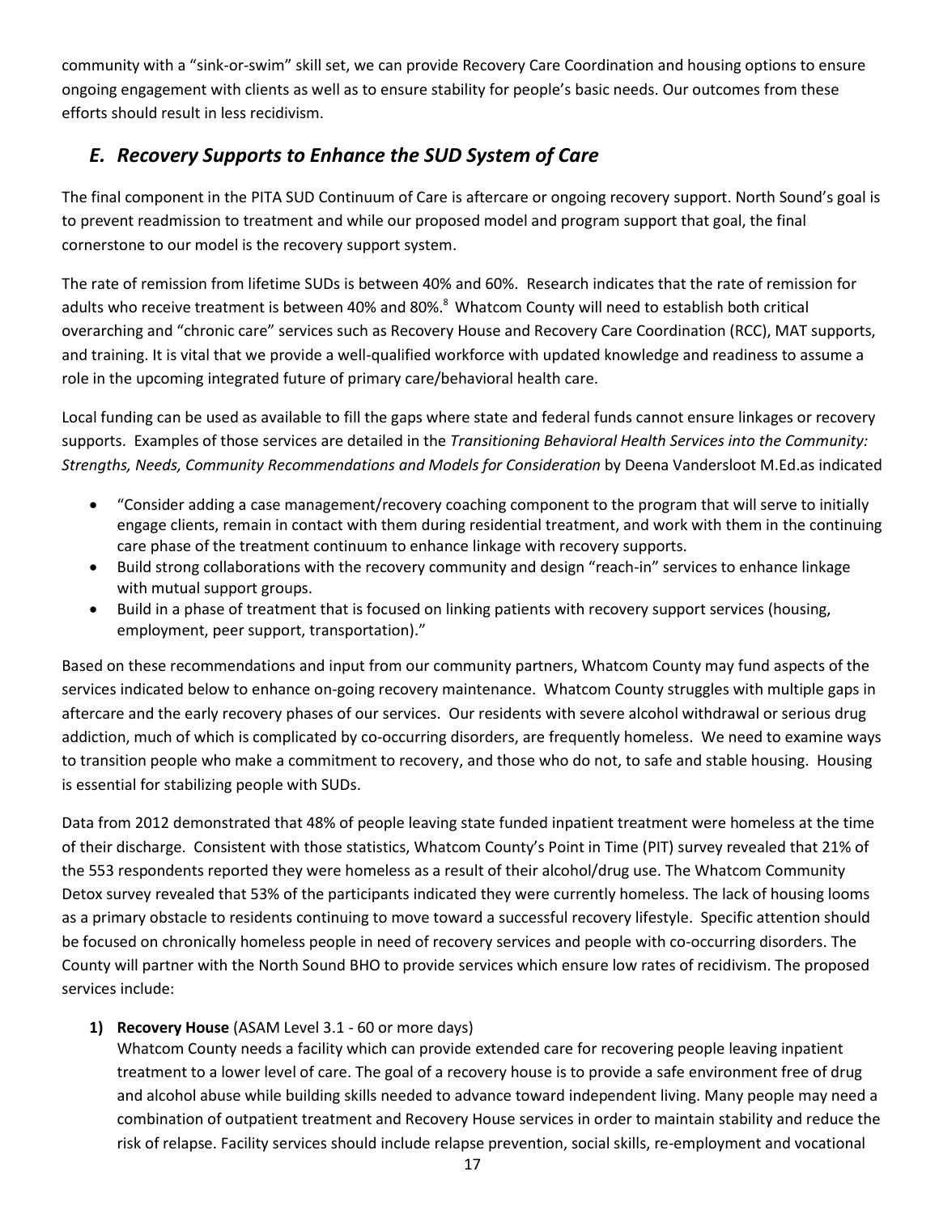community with a "sink-or-swim" skill set, we can provide Recovery Care Coordination and housing options to ensure ongoing engagement with clients as well as to ensure stability for people's basic needs. Our outcomes from these efforts should result in less recidivism.

## *E. Recovery Supports to Enhance the SUD System of Care*

The final component in the PITA SUD Continuum of Care is aftercare or ongoing recovery support. North Sound's goal is to prevent readmission to treatment and while our proposed model and program support that goal, the final cornerstone to our model is the recovery support system.

The rate of remission from lifetime SUDs is between 40% and 60%. Research indicates that the rate of remission for adults who receive treatment is between 40% and 80%.[8] Whatcom County will need to establish both critical overarching and "chronic care" services such as Recovery House and Recovery Care Coordination (RCC), MAT supports, and training. It is vital that we provide a well-qualified workforce with updated knowledge and readiness to assume a role in the upcoming integrated future of primary care/behavioral health care.

Local funding can be used as available to fill the gaps where state and federal funds cannot ensure linkages or recovery supports. Examples of those services are detailed in the *Transitioning Behavioral Health Services into the Community: Strengths, Needs, Community Recommendations and Models for Consideration* by Deena Vandersloot M.Ed.as indicated

- "Consider adding a case management/recovery coaching component to the program that will serve to initially engage clients, remain in contact with them during residential treatment, and work with them in the continuing care phase of the treatment continuum to enhance linkage with recovery supports.
- Build strong collaborations with the recovery community and design "reach-in" services to enhance linkage with mutual support groups.
- Build in a phase of treatment that is focused on linking patients with recovery support services (housing, employment, peer support, transportation)."

Based on these recommendations and input from our community partners, Whatcom County may fund aspects of the services indicated below to enhance on-going recovery maintenance. Whatcom County struggles with multiple gaps in aftercare and the early recovery phases of our services. Our residents with severe alcohol withdrawal or serious drug addiction, much of which is complicated by co-occurring disorders, are frequently homeless. We need to examine ways to transition people who make a commitment to recovery, and those who do not, to safe and stable housing. Housing is essential for stabilizing people with SUDs.

Data from 2012 demonstrated that 48% of people leaving state funded inpatient treatment were homeless at the time of their discharge. Consistent with those statistics, Whatcom County's Point in Time (PIT) survey revealed that 21% of the 553 respondents reported they were homeless as a result of their alcohol/drug use. The Whatcom Community Detox survey revealed that 53% of the participants indicated they were currently homeless. The lack of housing looms as a primary obstacle to residents continuing to move toward a successful recovery lifestyle. Specific attention should be focused on chronically homeless people in need of recovery services and people with co-occurring disorders. The County will partner with the North Sound BHO to provide services which ensure low rates of recidivism. The proposed services include:

1) **Recovery House** (ASAM Level 3.1 - 60 or more days)
   Whatcom County needs a facility which can provide extended care for recovering people leaving inpatient treatment to a lower level of care. The goal of a recovery house is to provide a safe environment free of drug and alcohol abuse while building skills needed to advance toward independent living. Many people may need a combination of outpatient treatment and Recovery House services in order to maintain stability and reduce the risk of relapse. Facility services should include relapse prevention, social skills, re-employment and vocational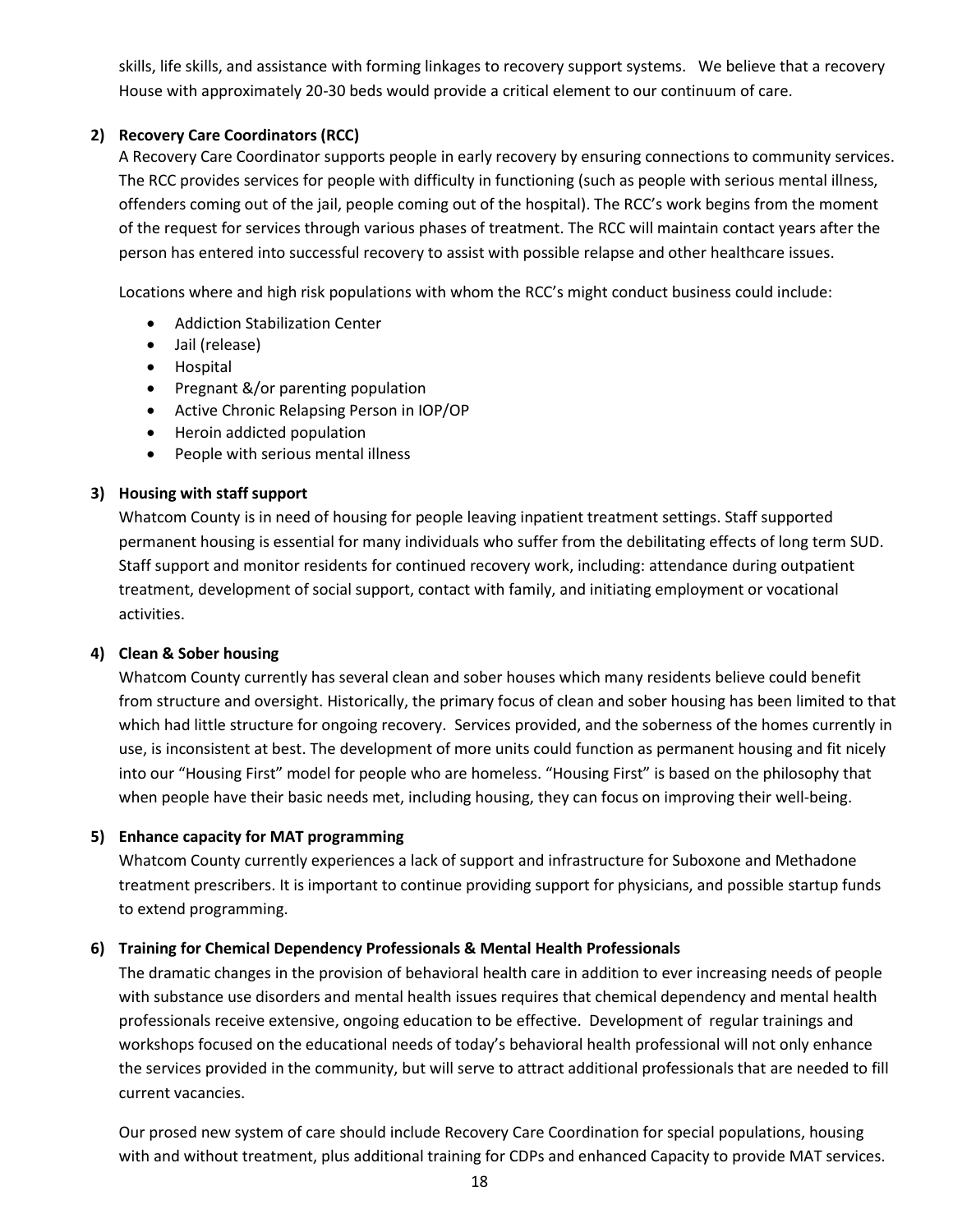skills, life skills, and assistance with forming linkages to recovery support systems. We believe that a recovery House with approximately 20-30 beds would provide a critical element to our continuum of care.

**2) Recovery Care Coordinators (RCC)**

A Recovery Care Coordinator supports people in early recovery by ensuring connections to community services. The RCC provides services for people with difficulty in functioning (such as people with serious mental illness, offenders coming out of the jail, people coming out of the hospital). The RCC's work begins from the moment of the request for services through various phases of treatment. The RCC will maintain contact years after the person has entered into successful recovery to assist with possible relapse and other healthcare issues.

Locations where and high risk populations with whom the RCC's might conduct business could include:

- Addiction Stabilization Center
- Jail (release)
- Hospital
- Pregnant &/or parenting population
- Active Chronic Relapsing Person in IOP/OP
- Heroin addicted population
- People with serious mental illness

**3) Housing with staff support**

Whatcom County is in need of housing for people leaving inpatient treatment settings. Staff supported permanent housing is essential for many individuals who suffer from the debilitating effects of long term SUD. Staff support and monitor residents for continued recovery work, including: attendance during outpatient treatment, development of social support, contact with family, and initiating employment or vocational activities.

**4) Clean & Sober housing**

Whatcom County currently has several clean and sober houses which many residents believe could benefit from structure and oversight. Historically, the primary focus of clean and sober housing has been limited to that which had little structure for ongoing recovery. Services provided, and the soberness of the homes currently in use, is inconsistent at best. The development of more units could function as permanent housing and fit nicely into our "Housing First" model for people who are homeless. "Housing First" is based on the philosophy that when people have their basic needs met, including housing, they can focus on improving their well-being.

**5) Enhance capacity for MAT programming**

Whatcom County currently experiences a lack of support and infrastructure for Suboxone and Methadone treatment prescribers. It is important to continue providing support for physicians, and possible startup funds to extend programming.

**6) Training for Chemical Dependency Professionals & Mental Health Professionals**

The dramatic changes in the provision of behavioral health care in addition to ever increasing needs of people with substance use disorders and mental health issues requires that chemical dependency and mental health professionals receive extensive, ongoing education to be effective. Development of regular trainings and workshops focused on the educational needs of today's behavioral health professional will not only enhance the services provided in the community, but will serve to attract additional professionals that are needed to fill current vacancies.

Our prosed new system of care should include Recovery Care Coordination for special populations, housing with and without treatment, plus additional training for CDPs and enhanced Capacity to provide MAT services.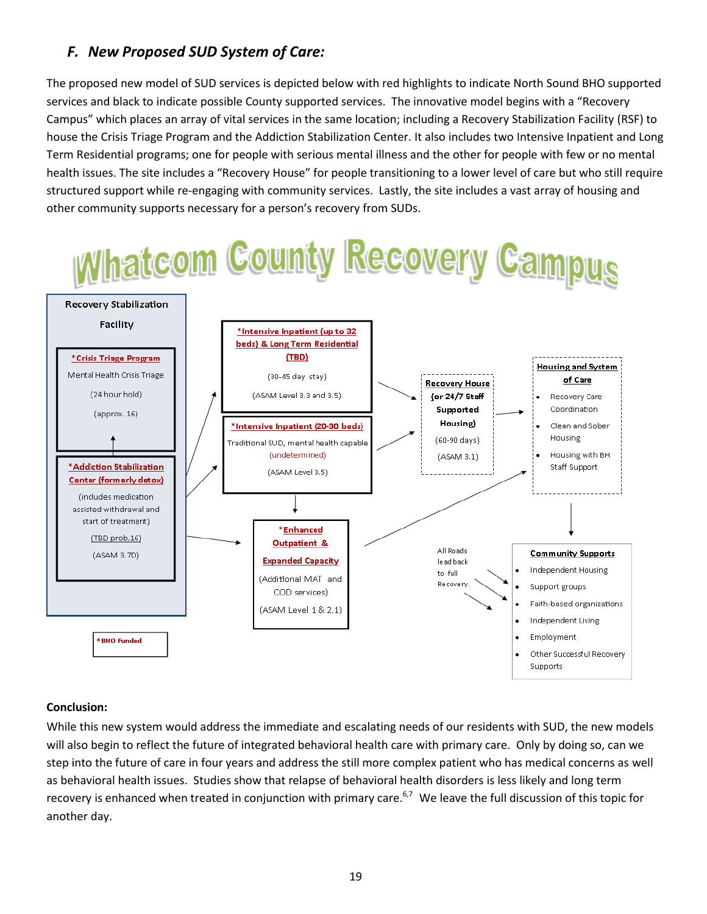## *F. New Proposed SUD System of Care:*

The proposed new model of SUD services is depicted below with red highlights to indicate North Sound BHO supported services and black to indicate possible County supported services. The innovative model begins with a "Recovery Campus" which places an array of vital services in the same location; including a Recovery Stabilization Facility (RSF) to house the Crisis Triage Program and the Addiction Stabilization Center. It also includes two Intensive Inpatient and Long Term Residential programs; one for people with serious mental illness and the other for people with few or no mental health issues. The site includes a "Recovery House" for people transitioning to a lower level of care but who still require structured support while re-engaging with community services. Lastly, the site includes a vast array of housing and other community supports necessary for a person's recovery from SUDs.

**Whatcom County Recovery Campus**

**Recovery Stabilization Facility**

- ***Crisis Triage Program***
  Mental Health Crisis Triage
  (24 hour hold)
  (approx. 16)

- ***Addiction Stabilization Center (formerly detox)***
  (includes medication assisted withdrawal and start of treatment)
  (TBD prob.16)
  (ASAM 3.7D)

***Intensive Inpatient (up to 32 beds) & Long Term Residential (TBD)***
(30-45 day stay)
(ASAM Level 3.3 and 3.5)

***Intensive Inpatient (20-30 beds)***
Traditional SUD, mental health capable
(undetermined)
(ASAM Level 3.5)

***Enhanced Outpatient & Expanded Capacity***
(Additional MAT and COD services)
(ASAM Level 1 & 2.1)

**Recovery House (or 24/7 Staff Supported Housing)**
(60-90 days)
(ASAM 3.1)

**Housing and System of Care**
- Recovery Care Coordination
- Clean and Sober Housing
- Housing with BH Staff Support

All Roads lead back to full Recovery.

**Community Supports**
- Independent Housing
- Support groups
- Faith-based organizations
- Independent Living
- Employment
- Other Successful Recovery Supports

***BHO Funded**

**Conclusion:**

While this new system would address the immediate and escalating needs of our residents with SUD, the new models will also begin to reflect the future of integrated behavioral health care with primary care. Only by doing so, can we step into the future of care in four years and address the still more complex patient who has medical concerns as well as behavioral health issues. Studies show that relapse of behavioral health disorders is less likely and long term recovery is enhanced when treated in conjunction with primary care.[6,7] We leave the full discussion of this topic for another day.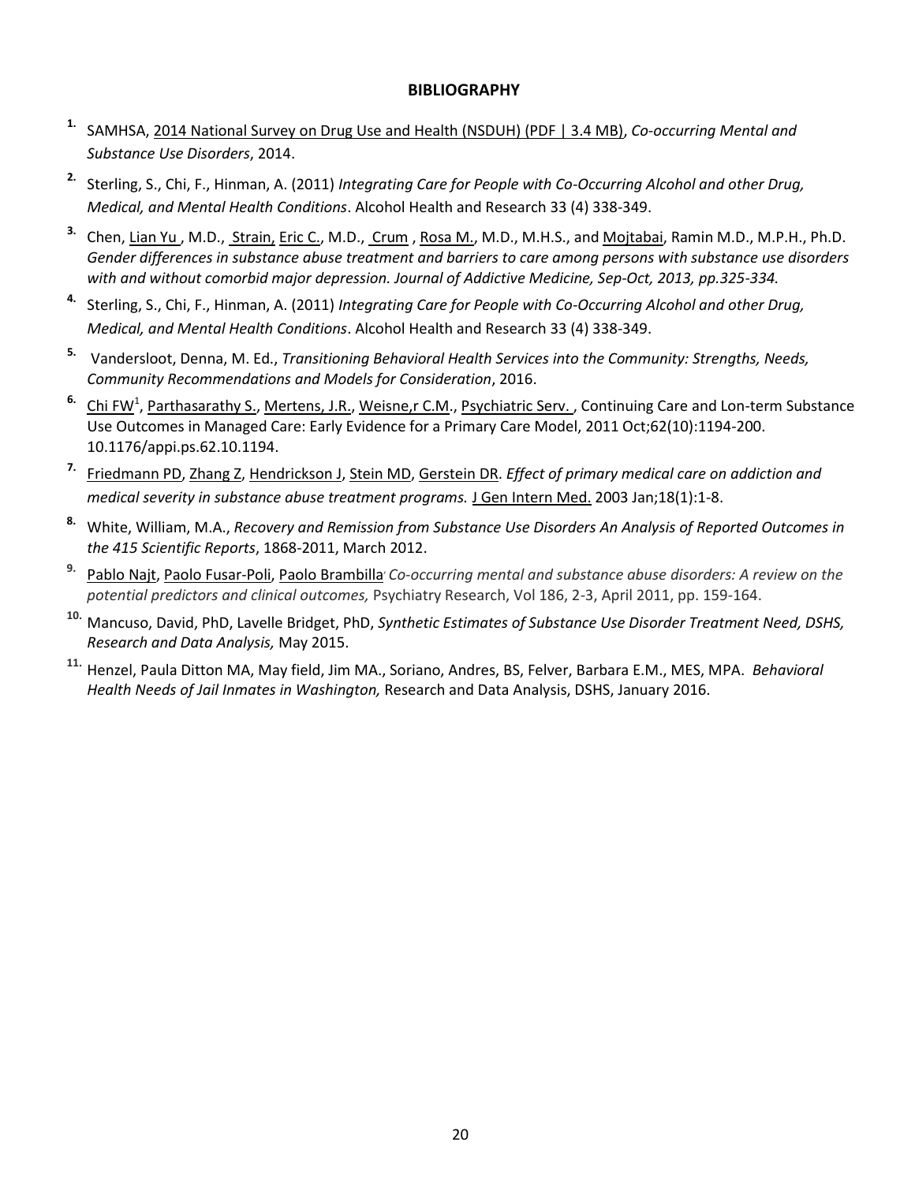**BIBLIOGRAPHY**

1. SAMHSA, 2014 National Survey on Drug Use and Health (NSDUH) (PDF | 3.4 MB), *Co-occurring Mental and Substance Use Disorders*, 2014.
2. Sterling, S., Chi, F., Hinman, A. (2011) *Integrating Care for People with Co-Occurring Alcohol and other Drug, Medical, and Mental Health Conditions*. Alcohol Health and Research 33 (4) 338-349.
3. Chen, Lian Yu , M.D., Strain, Eric C., M.D., Crum , Rosa M., M.D., M.H.S., and Mojtabai, Ramin M.D., M.P.H., Ph.D. *Gender differences in substance abuse treatment and barriers to care among persons with substance use disorders with and without comorbid major depression. Journal of Addictive Medicine, Sep-Oct, 2013, pp.325-334.*
4. Sterling, S., Chi, F., Hinman, A. (2011) *Integrating Care for People with Co-Occurring Alcohol and other Drug, Medical, and Mental Health Conditions*. Alcohol Health and Research 33 (4) 338-349.
5. Vandersloot, Denna, M. Ed., *Transitioning Behavioral Health Services into the Community: Strengths, Needs, Community Recommendations and Models for Consideration*, 2016.
6. Chi FW[1], Parthasarathy S., Mertens, J.R., Weisne,r C.M., Psychiatric Serv. , Continuing Care and Lon-term Substance Use Outcomes in Managed Care: Early Evidence for a Primary Care Model, 2011 Oct;62(10):1194-200. 10.1176/appi.ps.62.10.1194.
7. Friedmann PD, Zhang Z, Hendrickson J, Stein MD, Gerstein DR. *Effect of primary medical care on addiction and medical severity in substance abuse treatment programs.* J Gen Intern Med. 2003 Jan;18(1):1-8.
8. White, William, M.A., *Recovery and Remission from Substance Use Disorders An Analysis of Reported Outcomes in the 415 Scientific Reports*, 1868-2011, March 2012.
9. Pablo Najt, Paolo Fusar-Poli, Paolo Brambilla, *Co-occurring mental and substance abuse disorders: A review on the potential predictors and clinical outcomes,* Psychiatry Research, Vol 186, 2-3, April 2011, pp. 159-164.
10. Mancuso, David, PhD, Lavelle Bridget, PhD, *Synthetic Estimates of Substance Use Disorder Treatment Need, DSHS, Research and Data Analysis,* May 2015.
11. Henzel, Paula Ditton MA, May field, Jim MA., Soriano, Andres, BS, Felver, Barbara E.M., MES, MPA. *Behavioral Health Needs of Jail Inmates in Washington,* Research and Data Analysis, DSHS, January 2016.